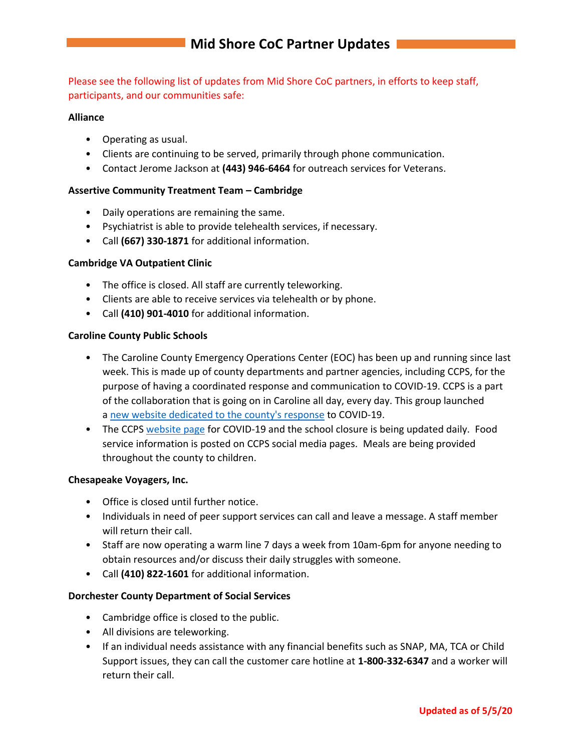# Mid Shore CoC Partner Updates

Please see the following list of updates from Mid Shore CoC partners, in efforts to keep staff, participants, and our communities safe:

**Alliance**

- Operating as usual.
- Clients are continuing to be served, primarily through phone communication.
- Contact Jerome Jackson at **(443) 946-6464** for outreach services for Veterans.

**Assertive Community Treatment Team – Cambridge**

- Daily operations are remaining the same.
- Psychiatrist is able to provide telehealth services, if necessary.
- Call **(667) 330-1871** for additional information.

**Cambridge VA Outpatient Clinic**

- The office is closed. All staff are currently teleworking.
- Clients are able to receive services via telehealth or by phone.
- Call **(410) 901-4010** for additional information.

**Caroline County Public Schools**

- The Caroline County Emergency Operations Center (EOC) has been up and running since last week. This is made up of county departments and partner agencies, including CCPS, for the purpose of having a coordinated response and communication to COVID-19. CCPS is a part of the collaboration that is going on in Caroline all day, every day. This group launched a new website dedicated to the county's response to COVID-19.
- The CCPS website page for COVID-19 and the school closure is being updated daily. Food service information is posted on CCPS social media pages. Meals are being provided throughout the county to children.

**Chesapeake Voyagers, Inc.**

- Office is closed until further notice.
- Individuals in need of peer support services can call and leave a message. A staff member will return their call.
- Staff are now operating a warm line 7 days a week from 10am-6pm for anyone needing to obtain resources and/or discuss their daily struggles with someone.
- Call **(410) 822-1601** for additional information.

**Dorchester County Department of Social Services**

- Cambridge office is closed to the public.
- All divisions are teleworking.
- If an individual needs assistance with any financial benefits such as SNAP, MA, TCA or Child Support issues, they can call the customer care hotline at **1-800-332-6347** and a worker will return their call.

**Updated as of 5/5/20**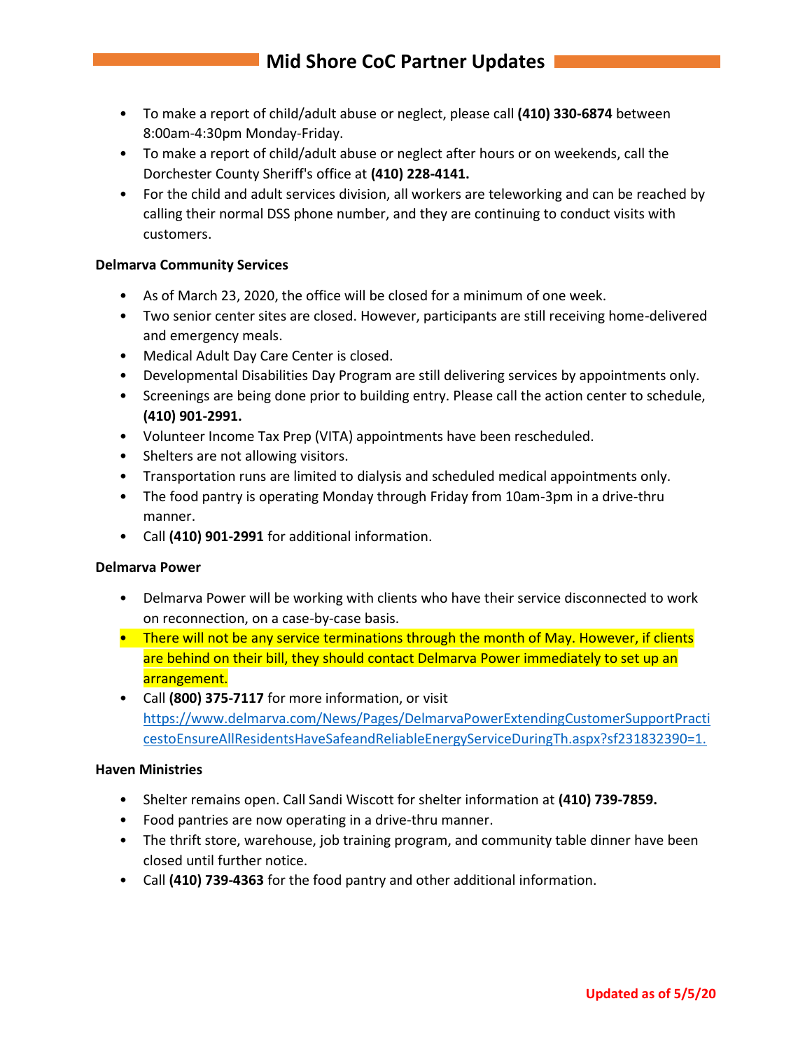- To make a report of child/adult abuse or neglect, please call **(410) 330-6874** between 8:00am-4:30pm Monday-Friday.
- To make a report of child/adult abuse or neglect after hours or on weekends, call the Dorchester County Sheriff's office at **(410) 228-4141.**
- For the child and adult services division, all workers are teleworking and can be reached by calling their normal DSS phone number, and they are continuing to conduct visits with customers.

**Delmarva Community Services**

- As of March 23, 2020, the office will be closed for a minimum of one week.
- Two senior center sites are closed. However, participants are still receiving home-delivered and emergency meals.
- Medical Adult Day Care Center is closed.
- Developmental Disabilities Day Program are still delivering services by appointments only.
- Screenings are being done prior to building entry. Please call the action center to schedule, **(410) 901-2991.**
- Volunteer Income Tax Prep (VITA) appointments have been rescheduled.
- Shelters are not allowing visitors.
- Transportation runs are limited to dialysis and scheduled medical appointments only.
- The food pantry is operating Monday through Friday from 10am-3pm in a drive-thru manner.
- Call **(410) 901-2991** for additional information.

**Delmarva Power**

- Delmarva Power will be working with clients who have their service disconnected to work on reconnection, on a case-by-case basis.
- There will not be any service terminations through the month of May. However, if clients are behind on their bill, they should contact Delmarva Power immediately to set up an arrangement.
- Call **(800) 375-7117** for more information, or visit https://www.delmarva.com/News/Pages/DelmarvaPowerExtendingCustomerSupportPracticestoEnsureAllResidentsHaveSafeandReliableEnergyServiceDuringTh.aspx?sf231832390=1.

**Haven Ministries**

- Shelter remains open. Call Sandi Wiscott for shelter information at **(410) 739-7859.**
- Food pantries are now operating in a drive-thru manner.
- The thrift store, warehouse, job training program, and community table dinner have been closed until further notice.
- Call **(410) 739-4363** for the food pantry and other additional information.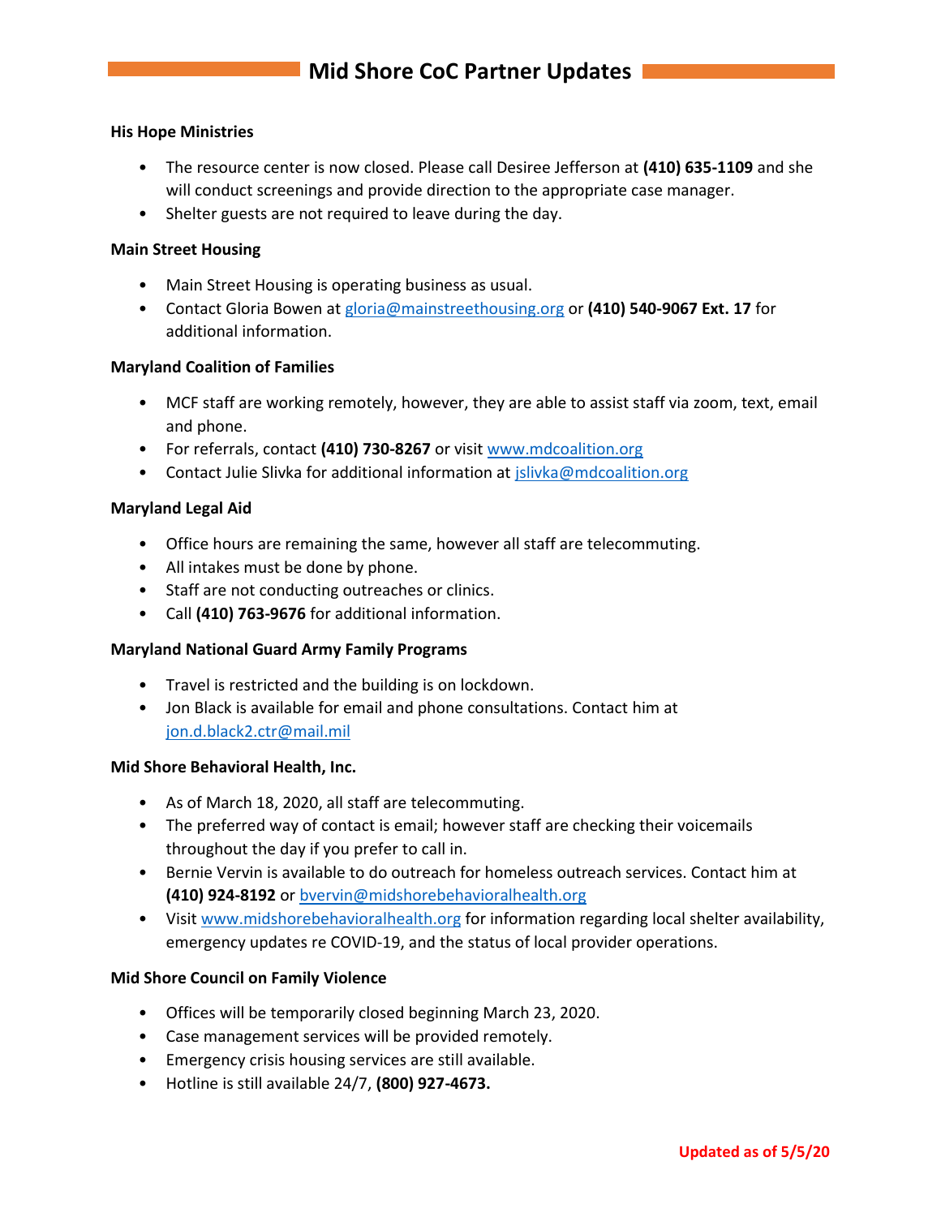# Mid Shore CoC Partner Updates

**His Hope Ministries**

- The resource center is now closed. Please call Desiree Jefferson at **(410) 635-1109** and she will conduct screenings and provide direction to the appropriate case manager.
- Shelter guests are not required to leave during the day.

**Main Street Housing**

- Main Street Housing is operating business as usual.
- Contact Gloria Bowen at gloria@mainstreethousing.org or **(410) 540-9067 Ext. 17** for additional information.

**Maryland Coalition of Families**

- MCF staff are working remotely, however, they are able to assist staff via zoom, text, email and phone.
- For referrals, contact **(410) 730-8267** or visit www.mdcoalition.org
- Contact Julie Slivka for additional information at jslivka@mdcoalition.org

**Maryland Legal Aid**

- Office hours are remaining the same, however all staff are telecommuting.
- All intakes must be done by phone.
- Staff are not conducting outreaches or clinics.
- Call **(410) 763-9676** for additional information.

**Maryland National Guard Army Family Programs**

- Travel is restricted and the building is on lockdown.
- Jon Black is available for email and phone consultations. Contact him at jon.d.black2.ctr@mail.mil

**Mid Shore Behavioral Health, Inc.**

- As of March 18, 2020, all staff are telecommuting.
- The preferred way of contact is email; however staff are checking their voicemails throughout the day if you prefer to call in.
- Bernie Vervin is available to do outreach for homeless outreach services. Contact him at **(410) 924-8192** or bvervin@midshorebehavioralhealth.org
- Visit www.midshorebehavioralhealth.org for information regarding local shelter availability, emergency updates re COVID-19, and the status of local provider operations.

**Mid Shore Council on Family Violence**

- Offices will be temporarily closed beginning March 23, 2020.
- Case management services will be provided remotely.
- Emergency crisis housing services are still available.
- Hotline is still available 24/7, **(800) 927-4673.**

**Updated as of 5/5/20**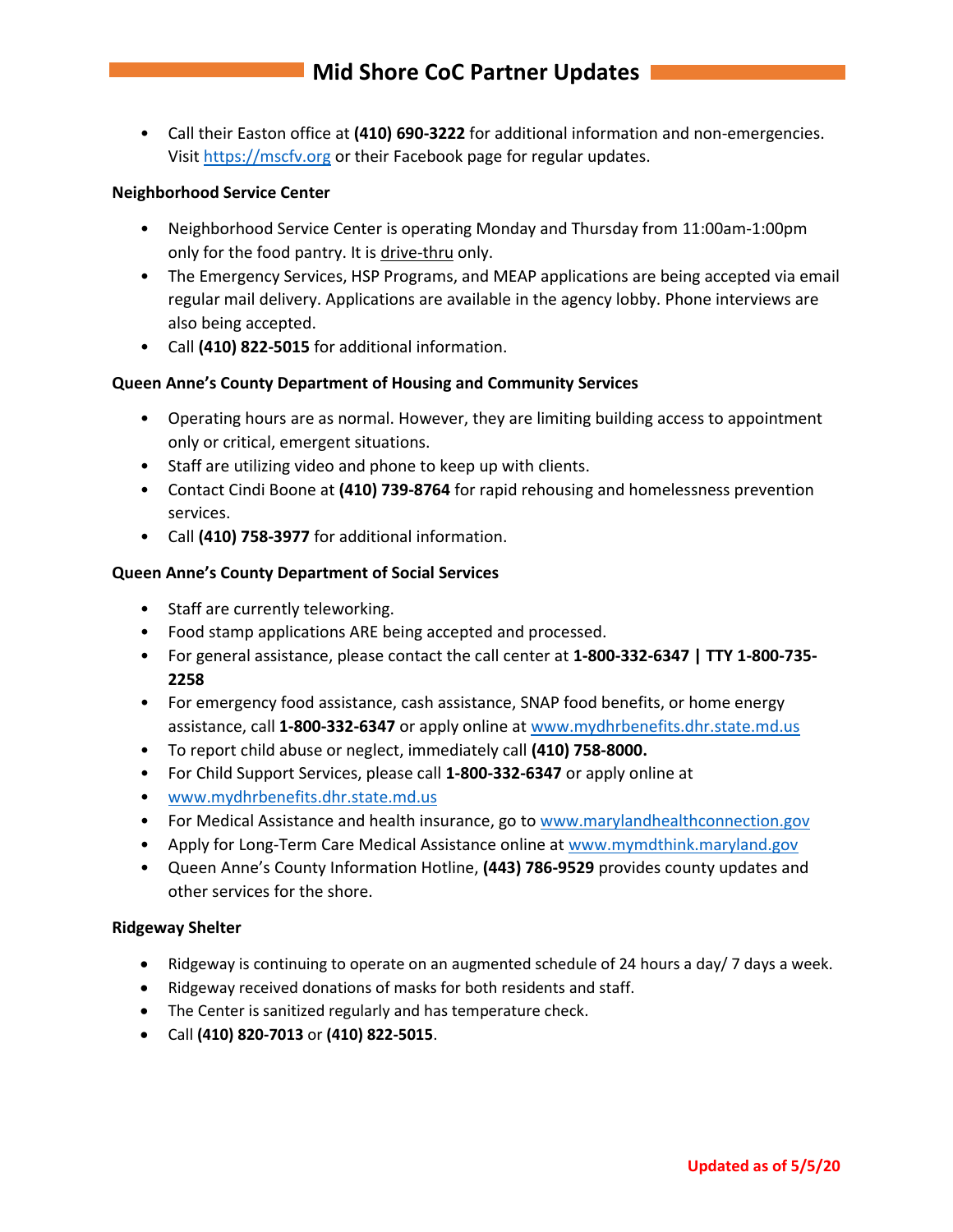- Call their Easton office at **(410) 690-3222** for additional information and non-emergencies. Visit https://mscfv.org or their Facebook page for regular updates.

**Neighborhood Service Center**

- Neighborhood Service Center is operating Monday and Thursday from 11:00am-1:00pm only for the food pantry. It is drive-thru only.
- The Emergency Services, HSP Programs, and MEAP applications are being accepted via email regular mail delivery. Applications are available in the agency lobby. Phone interviews are also being accepted.
- Call **(410) 822-5015** for additional information.

**Queen Anne's County Department of Housing and Community Services**

- Operating hours are as normal. However, they are limiting building access to appointment only or critical, emergent situations.
- Staff are utilizing video and phone to keep up with clients.
- Contact Cindi Boone at **(410) 739-8764** for rapid rehousing and homelessness prevention services.
- Call **(410) 758-3977** for additional information.

**Queen Anne's County Department of Social Services**

- Staff are currently teleworking.
- Food stamp applications ARE being accepted and processed.
- For general assistance, please contact the call center at **1-800-332-6347 | TTY 1-800-735-2258**
- For emergency food assistance, cash assistance, SNAP food benefits, or home energy assistance, call **1-800-332-6347** or apply online at www.mydhrbenefits.dhr.state.md.us
- To report child abuse or neglect, immediately call **(410) 758-8000.**
- For Child Support Services, please call **1-800-332-6347** or apply online at
- www.mydhrbenefits.dhr.state.md.us
- For Medical Assistance and health insurance, go to www.marylandhealthconnection.gov
- Apply for Long-Term Care Medical Assistance online at www.mymdthink.maryland.gov
- Queen Anne's County Information Hotline, **(443) 786-9529** provides county updates and other services for the shore.

**Ridgeway Shelter**

- Ridgeway is continuing to operate on an augmented schedule of 24 hours a day/ 7 days a week.
- Ridgeway received donations of masks for both residents and staff.
- The Center is sanitized regularly and has temperature check.
- Call **(410) 820-7013** or **(410) 822-5015**.

**Updated as of 5/5/20**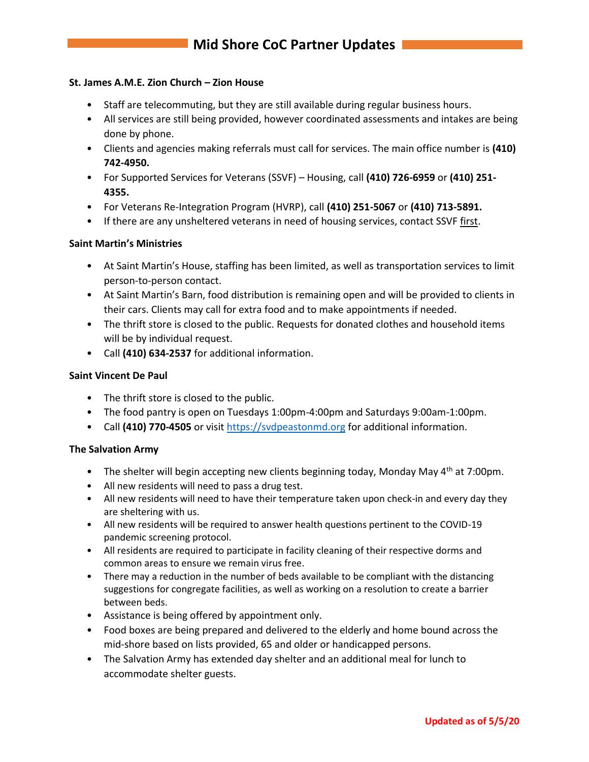## Mid Shore CoC Partner Updates

**St. James A.M.E. Zion Church – Zion House**

- Staff are telecommuting, but they are still available during regular business hours.
- All services are still being provided, however coordinated assessments and intakes are being done by phone.
- Clients and agencies making referrals must call for services. The main office number is **(410) 742-4950.**
- For Supported Services for Veterans (SSVF) – Housing, call **(410) 726-6959** or **(410) 251-4355.**
- For Veterans Re-Integration Program (HVRP), call **(410) 251-5067** or **(410) 713-5891.**
- If there are any unsheltered veterans in need of housing services, contact SSVF first.

**Saint Martin's Ministries**

- At Saint Martin's House, staffing has been limited, as well as transportation services to limit person-to-person contact.
- At Saint Martin's Barn, food distribution is remaining open and will be provided to clients in their cars. Clients may call for extra food and to make appointments if needed.
- The thrift store is closed to the public. Requests for donated clothes and household items will be by individual request.
- Call **(410) 634-2537** for additional information.

**Saint Vincent De Paul**

- The thrift store is closed to the public.
- The food pantry is open on Tuesdays 1:00pm-4:00pm and Saturdays 9:00am-1:00pm.
- Call **(410) 770-4505** or visit https://svdpeastonmd.org for additional information.

**The Salvation Army**

- The shelter will begin accepting new clients beginning today, Monday May 4th at 7:00pm.
- All new residents will need to pass a drug test.
- All new residents will need to have their temperature taken upon check-in and every day they are sheltering with us.
- All new residents will be required to answer health questions pertinent to the COVID-19 pandemic screening protocol.
- All residents are required to participate in facility cleaning of their respective dorms and common areas to ensure we remain virus free.
- There may a reduction in the number of beds available to be compliant with the distancing suggestions for congregate facilities, as well as working on a resolution to create a barrier between beds.
- Assistance is being offered by appointment only.
- Food boxes are being prepared and delivered to the elderly and home bound across the mid-shore based on lists provided, 65 and older or handicapped persons.
- The Salvation Army has extended day shelter and an additional meal for lunch to accommodate shelter guests.

**Updated as of 5/5/20**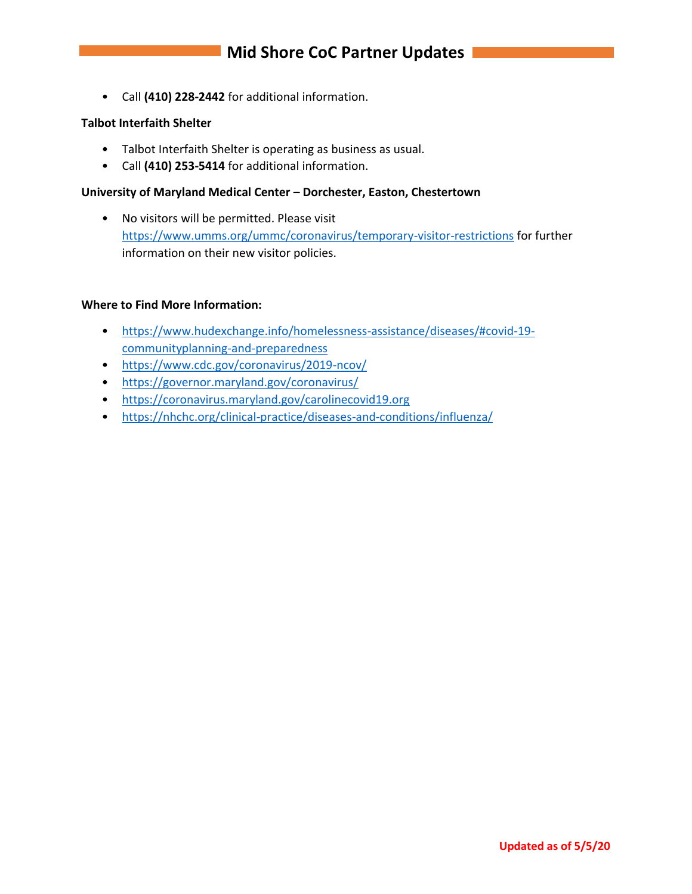- Call **(410) 228-2442** for additional information.

**Talbot Interfaith Shelter**

- Talbot Interfaith Shelter is operating as business as usual.
- Call **(410) 253-5414** for additional information.

**University of Maryland Medical Center – Dorchester, Easton, Chestertown**

- No visitors will be permitted. Please visit https://www.umms.org/ummc/coronavirus/temporary-visitor-restrictions for further information on their new visitor policies.

**Where to Find More Information:**

- https://www.hudexchange.info/homelessness-assistance/diseases/#covid-19-communityplanning-and-preparedness
- https://www.cdc.gov/coronavirus/2019-ncov/
- https://governor.maryland.gov/coronavirus/
- https://coronavirus.maryland.gov/carolinecovid19.org
- https://nhchc.org/clinical-practice/diseases-and-conditions/influenza/

**Updated as of 5/5/20**